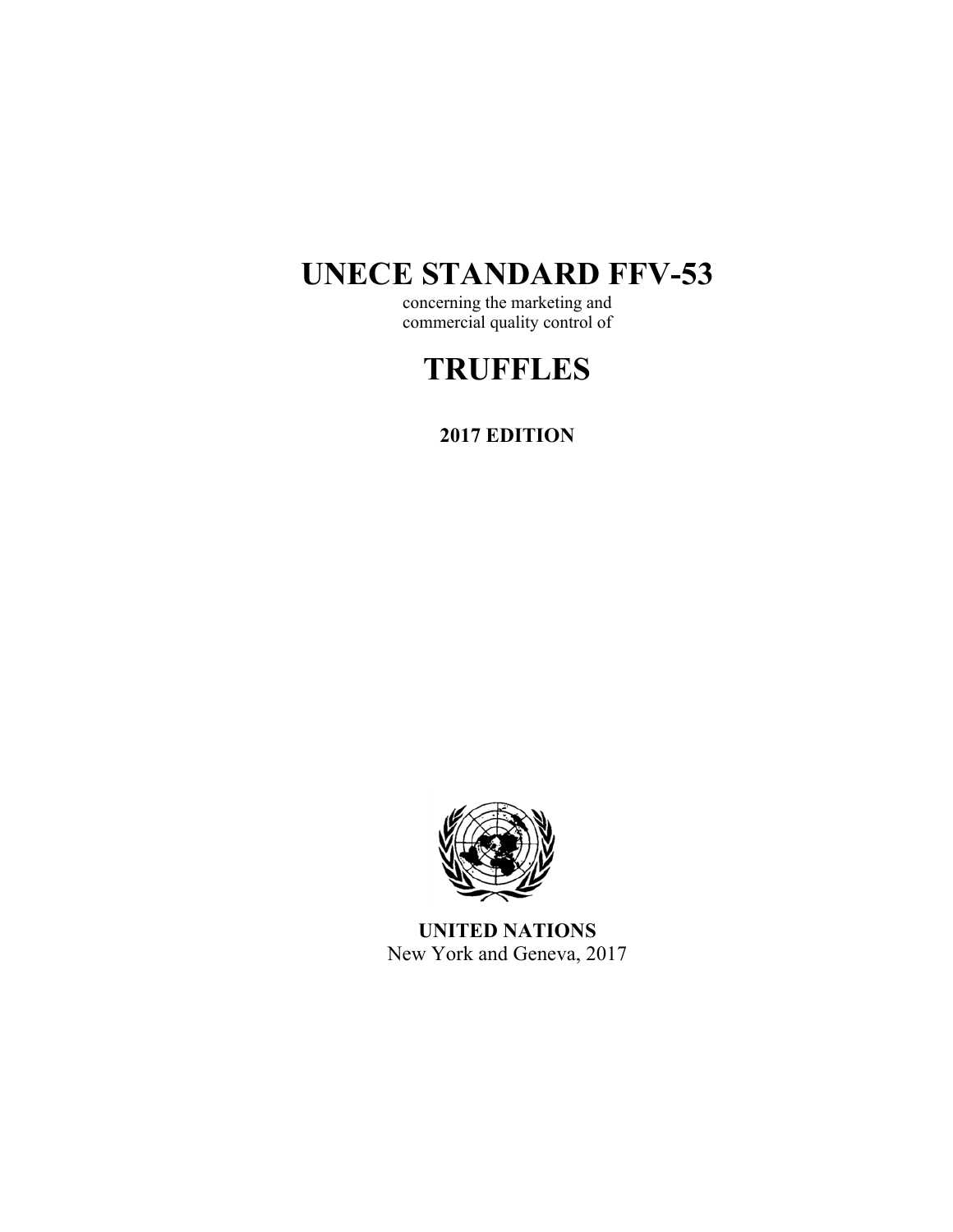# UNECE STANDARD FFV-53

concerning the marketing and
commercial quality control of

# TRUFFLES

**2017 EDITION**

**UNITED NATIONS**
New York and Geneva, 2017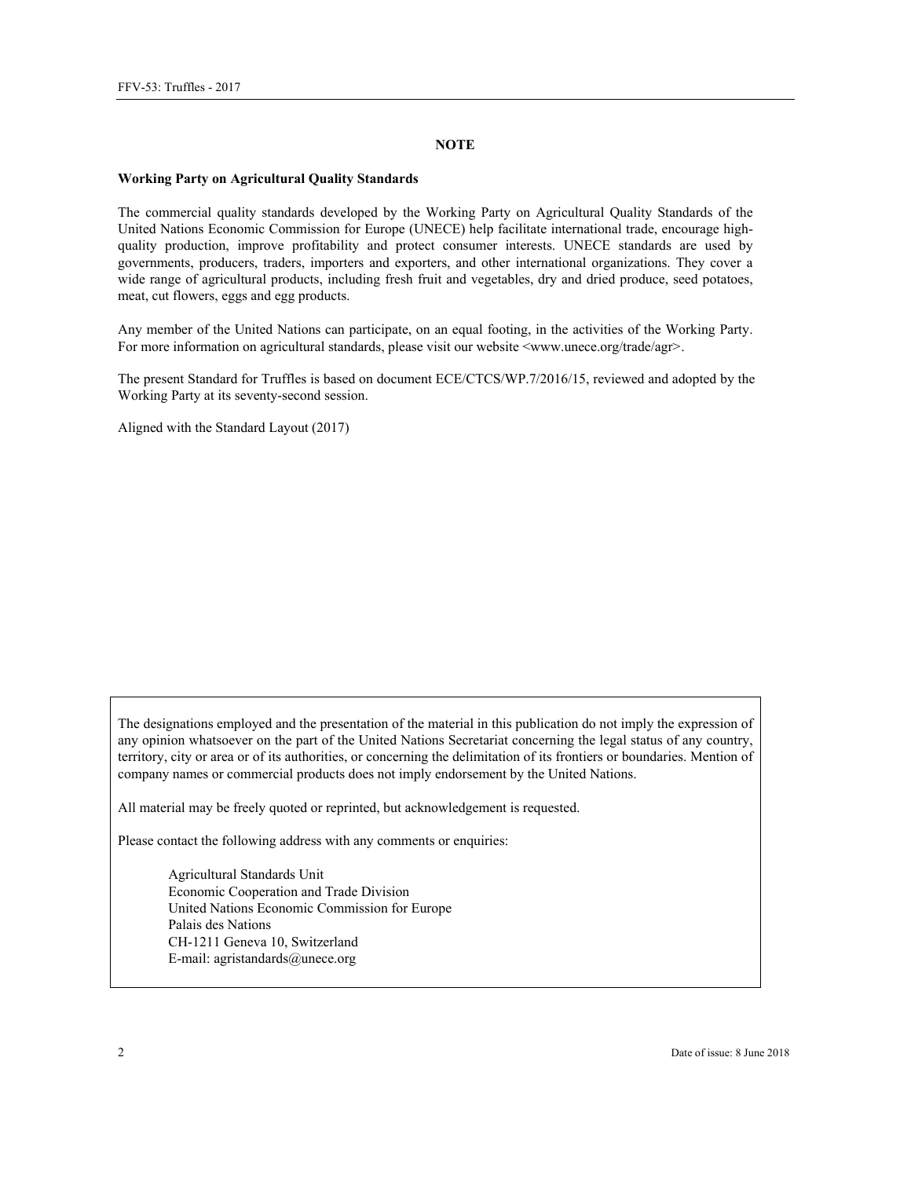## NOTE

**Working Party on Agricultural Quality Standards**

The commercial quality standards developed by the Working Party on Agricultural Quality Standards of the United Nations Economic Commission for Europe (UNECE) help facilitate international trade, encourage high-quality production, improve profitability and protect consumer interests. UNECE standards are used by governments, producers, traders, importers and exporters, and other international organizations. They cover a wide range of agricultural products, including fresh fruit and vegetables, dry and dried produce, seed potatoes, meat, cut flowers, eggs and egg products.

Any member of the United Nations can participate, on an equal footing, in the activities of the Working Party. For more information on agricultural standards, please visit our website <www.unece.org/trade/agr>.

The present Standard for Truffles is based on document ECE/CTCS/WP.7/2016/15, reviewed and adopted by the Working Party at its seventy-second session.

Aligned with the Standard Layout (2017)

The designations employed and the presentation of the material in this publication do not imply the expression of any opinion whatsoever on the part of the United Nations Secretariat concerning the legal status of any country, territory, city or area or of its authorities, or concerning the delimitation of its frontiers or boundaries. Mention of company names or commercial products does not imply endorsement by the United Nations.

All material may be freely quoted or reprinted, but acknowledgement is requested.

Please contact the following address with any comments or enquiries:

Agricultural Standards Unit
Economic Cooperation and Trade Division
United Nations Economic Commission for Europe
Palais des Nations
CH-1211 Geneva 10, Switzerland
E-mail: agristandards@unece.org

Date of issue: 8 June 2018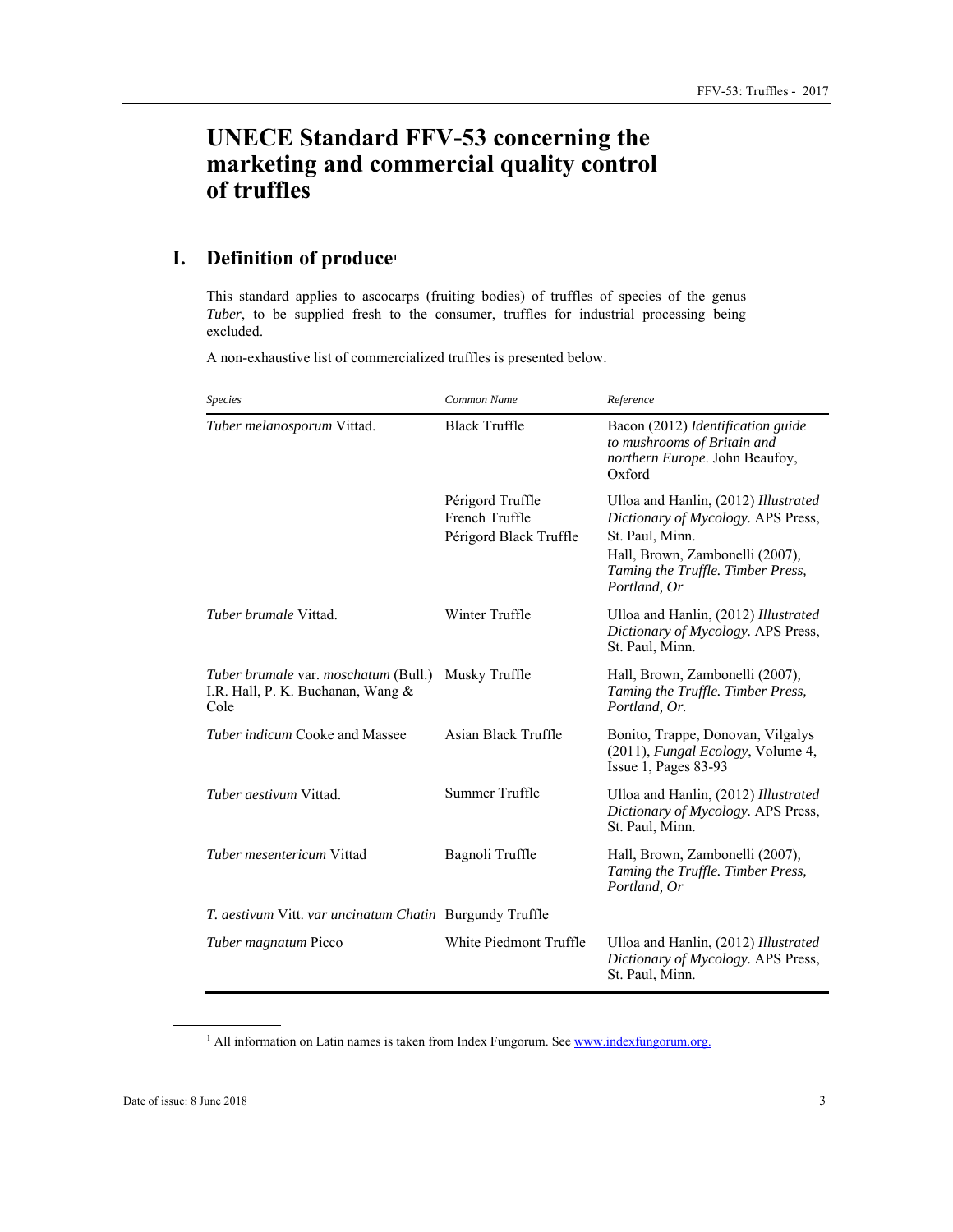# UNECE Standard FFV-53 concerning the marketing and commercial quality control of truffles

## I. Definition of produce[1]

This standard applies to ascocarps (fruiting bodies) of truffles of species of the genus *Tuber*, to be supplied fresh to the consumer, truffles for industrial processing being excluded.

A non-exhaustive list of commercialized truffles is presented below.

| *Species* | *Common Name* | *Reference* |
|---|---|---|
| *Tuber melanosporum* Vittad. | Black Truffle | Bacon (2012) *Identification guide to mushrooms of Britain and northern Europe*. John Beaufoy, Oxford |
| | Périgord Truffle<br>French Truffle<br>Périgord Black Truffle | Ulloa and Hanlin, (2012) *Illustrated Dictionary of Mycology*. APS Press, St. Paul, Minn.<br>Hall, Brown, Zambonelli (2007), *Taming the Truffle. Timber Press, Portland, Or* |
| *Tuber brumale* Vittad. | Winter Truffle | Ulloa and Hanlin, (2012) *Illustrated Dictionary of Mycology*. APS Press, St. Paul, Minn. |
| *Tuber brumale* var. *moschatum* (Bull.) I.R. Hall, P. K. Buchanan, Wang & Cole | Musky Truffle | Hall, Brown, Zambonelli (2007), *Taming the Truffle. Timber Press, Portland, Or.* |
| *Tuber indicum* Cooke and Massee | Asian Black Truffle | Bonito, Trappe, Donovan, Vilgalys (2011), *Fungal Ecology*, Volume 4, Issue 1, Pages 83-93 |
| *Tuber aestivum* Vittad. | Summer Truffle | Ulloa and Hanlin, (2012) *Illustrated Dictionary of Mycology*. APS Press, St. Paul, Minn. |
| *Tuber mesentericum* Vittad | Bagnoli Truffle | Hall, Brown, Zambonelli (2007), *Taming the Truffle. Timber Press, Portland, Or* |
| *T. aestivum* Vitt. *var uncinatum Chatin* | Burgundy Truffle | |
| *Tuber magnatum* Picco | White Piedmont Truffle | Ulloa and Hanlin, (2012) *Illustrated Dictionary of Mycology*. APS Press, St. Paul, Minn. |

[1] All information on Latin names is taken from Index Fungorum. See www.indexfungorum.org.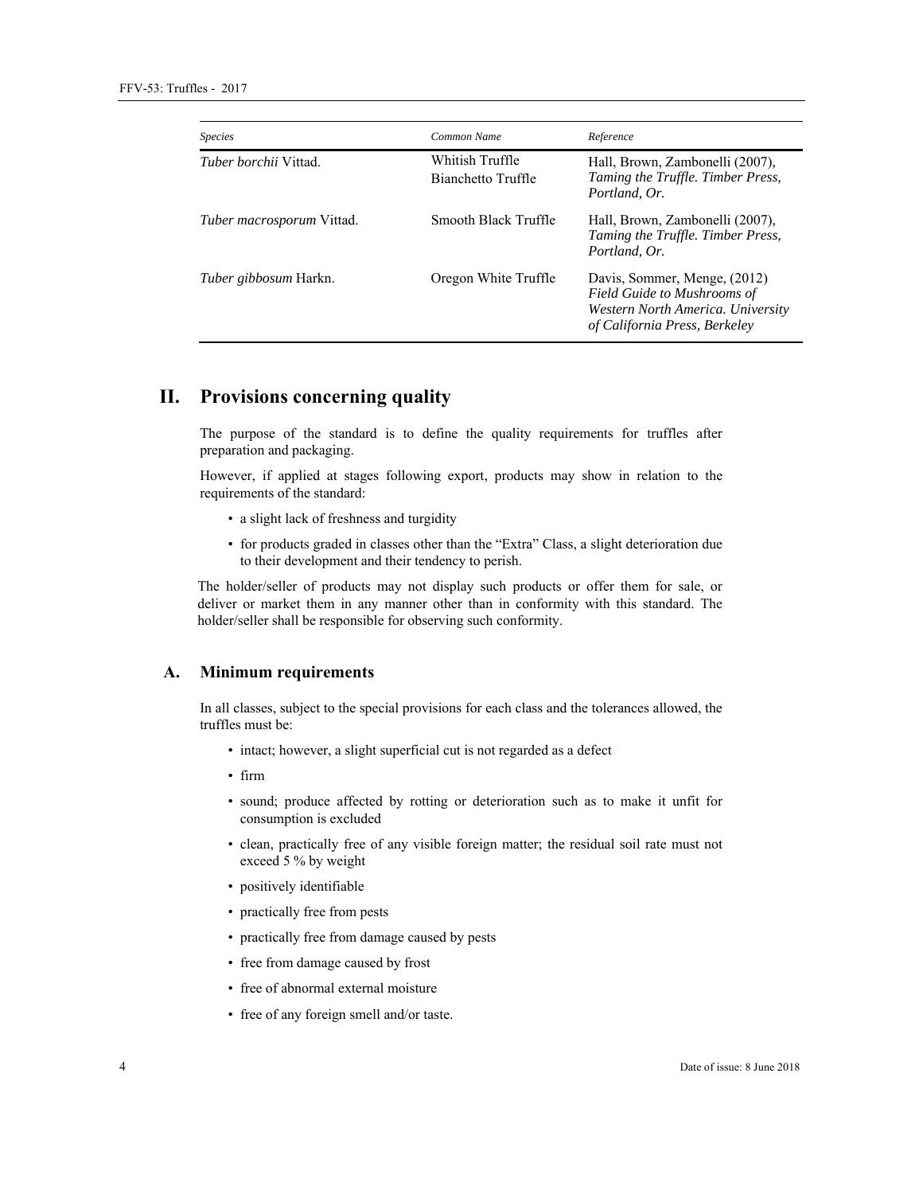| *Species* | *Common Name* | *Reference* |
|---|---|---|
| *Tuber borchii* Vittad. | Whitish Truffle<br>Bianchetto Truffle | Hall, Brown, Zambonelli (2007), *Taming the Truffle. Timber Press, Portland, Or.* |
| *Tuber macrosporum* Vittad. | Smooth Black Truffle | Hall, Brown, Zambonelli (2007), *Taming the Truffle. Timber Press, Portland, Or.* |
| *Tuber gibbosum* Harkn. | Oregon White Truffle | Davis, Sommer, Menge, (2012) *Field Guide to Mushrooms of Western North America. University of California Press, Berkeley* |

# II. Provisions concerning quality

The purpose of the standard is to define the quality requirements for truffles after preparation and packaging.

However, if applied at stages following export, products may show in relation to the requirements of the standard:

- a slight lack of freshness and turgidity
- for products graded in classes other than the "Extra" Class, a slight deterioration due to their development and their tendency to perish.

The holder/seller of products may not display such products or offer them for sale, or deliver or market them in any manner other than in conformity with this standard. The holder/seller shall be responsible for observing such conformity.

## A. Minimum requirements

In all classes, subject to the special provisions for each class and the tolerances allowed, the truffles must be:

- intact; however, a slight superficial cut is not regarded as a defect
- firm
- sound; produce affected by rotting or deterioration such as to make it unfit for consumption is excluded
- clean, practically free of any visible foreign matter; the residual soil rate must not exceed 5 % by weight
- positively identifiable
- practically free from pests
- practically free from damage caused by pests
- free from damage caused by frost
- free of abnormal external moisture
- free of any foreign smell and/or taste.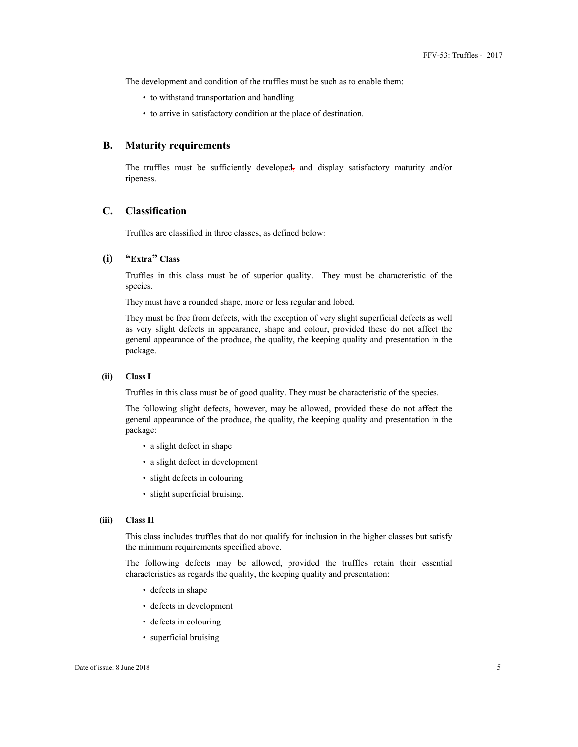The development and condition of the truffles must be such as to enable them:

- to withstand transportation and handling
- to arrive in satisfactory condition at the place of destination.

## B. Maturity requirements

The truffles must be sufficiently developed, and display satisfactory maturity and/or ripeness.

## C. Classification

Truffles are classified in three classes, as defined below:

### (i) "Extra" Class

Truffles in this class must be of superior quality. They must be characteristic of the species.

They must have a rounded shape, more or less regular and lobed.

They must be free from defects, with the exception of very slight superficial defects as well as very slight defects in appearance, shape and colour, provided these do not affect the general appearance of the produce, the quality, the keeping quality and presentation in the package.

### (ii) Class I

Truffles in this class must be of good quality. They must be characteristic of the species.

The following slight defects, however, may be allowed, provided these do not affect the general appearance of the produce, the quality, the keeping quality and presentation in the package:

- a slight defect in shape
- a slight defect in development
- slight defects in colouring
- slight superficial bruising.

### (iii) Class II

This class includes truffles that do not qualify for inclusion in the higher classes but satisfy the minimum requirements specified above.

The following defects may be allowed, provided the truffles retain their essential characteristics as regards the quality, the keeping quality and presentation:

- defects in shape
- defects in development
- defects in colouring
- superficial bruising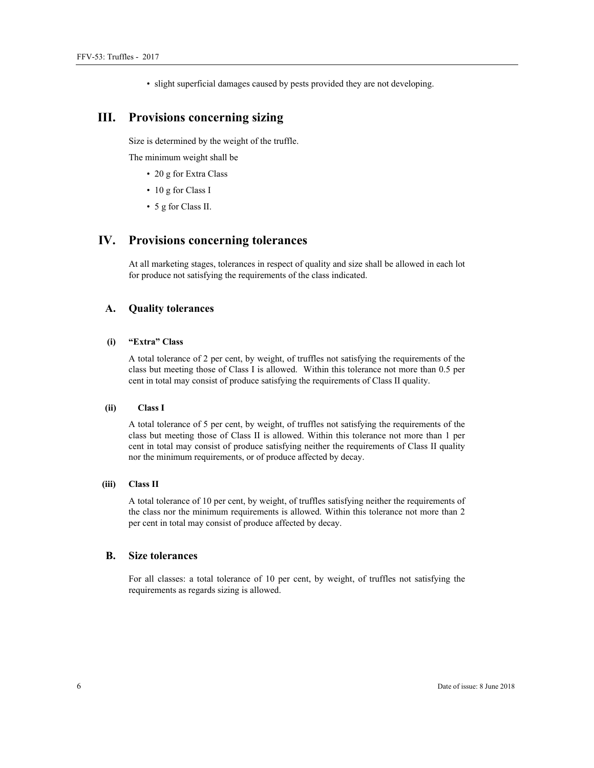- slight superficial damages caused by pests provided they are not developing.

# III. Provisions concerning sizing

Size is determined by the weight of the truffle.

The minimum weight shall be

- 20 g for Extra Class
- 10 g for Class I
- 5 g for Class II.

# IV. Provisions concerning tolerances

At all marketing stages, tolerances in respect of quality and size shall be allowed in each lot for produce not satisfying the requirements of the class indicated.

## A. Quality tolerances

### (i) "Extra" Class

A total tolerance of 2 per cent, by weight, of truffles not satisfying the requirements of the class but meeting those of Class I is allowed. Within this tolerance not more than 0.5 per cent in total may consist of produce satisfying the requirements of Class II quality.

### (ii) Class I

A total tolerance of 5 per cent, by weight, of truffles not satisfying the requirements of the class but meeting those of Class II is allowed. Within this tolerance not more than 1 per cent in total may consist of produce satisfying neither the requirements of Class II quality nor the minimum requirements, or of produce affected by decay.

### (iii) Class II

A total tolerance of 10 per cent, by weight, of truffles satisfying neither the requirements of the class nor the minimum requirements is allowed. Within this tolerance not more than 2 per cent in total may consist of produce affected by decay.

## B. Size tolerances

For all classes: a total tolerance of 10 per cent, by weight, of truffles not satisfying the requirements as regards sizing is allowed.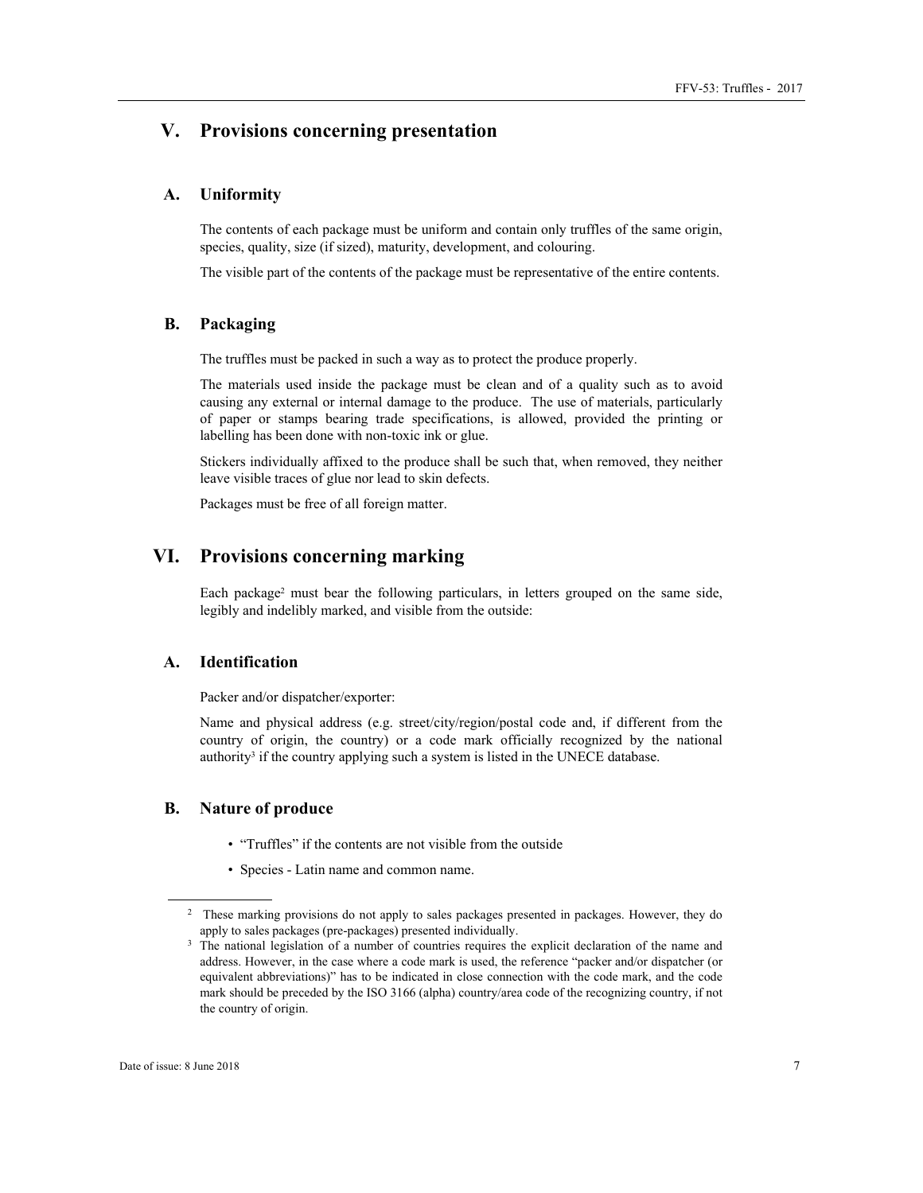# V. Provisions concerning presentation

## A. Uniformity

The contents of each package must be uniform and contain only truffles of the same origin, species, quality, size (if sized), maturity, development, and colouring.

The visible part of the contents of the package must be representative of the entire contents.

## B. Packaging

The truffles must be packed in such a way as to protect the produce properly.

The materials used inside the package must be clean and of a quality such as to avoid causing any external or internal damage to the produce. The use of materials, particularly of paper or stamps bearing trade specifications, is allowed, provided the printing or labelling has been done with non-toxic ink or glue.

Stickers individually affixed to the produce shall be such that, when removed, they neither leave visible traces of glue nor lead to skin defects.

Packages must be free of all foreign matter.

# VI. Provisions concerning marking

Each package[2] must bear the following particulars, in letters grouped on the same side, legibly and indelibly marked, and visible from the outside:

## A. Identification

Packer and/or dispatcher/exporter:

Name and physical address (e.g. street/city/region/postal code and, if different from the country of origin, the country) or a code mark officially recognized by the national authority[3] if the country applying such a system is listed in the UNECE database.

## B. Nature of produce

- "Truffles" if the contents are not visible from the outside
- Species - Latin name and common name.

---

[2] These marking provisions do not apply to sales packages presented in packages. However, they do apply to sales packages (pre-packages) presented individually.

[3] The national legislation of a number of countries requires the explicit declaration of the name and address. However, in the case where a code mark is used, the reference "packer and/or dispatcher (or equivalent abbreviations)" has to be indicated in close connection with the code mark, and the code mark should be preceded by the ISO 3166 (alpha) country/area code of the recognizing country, if not the country of origin.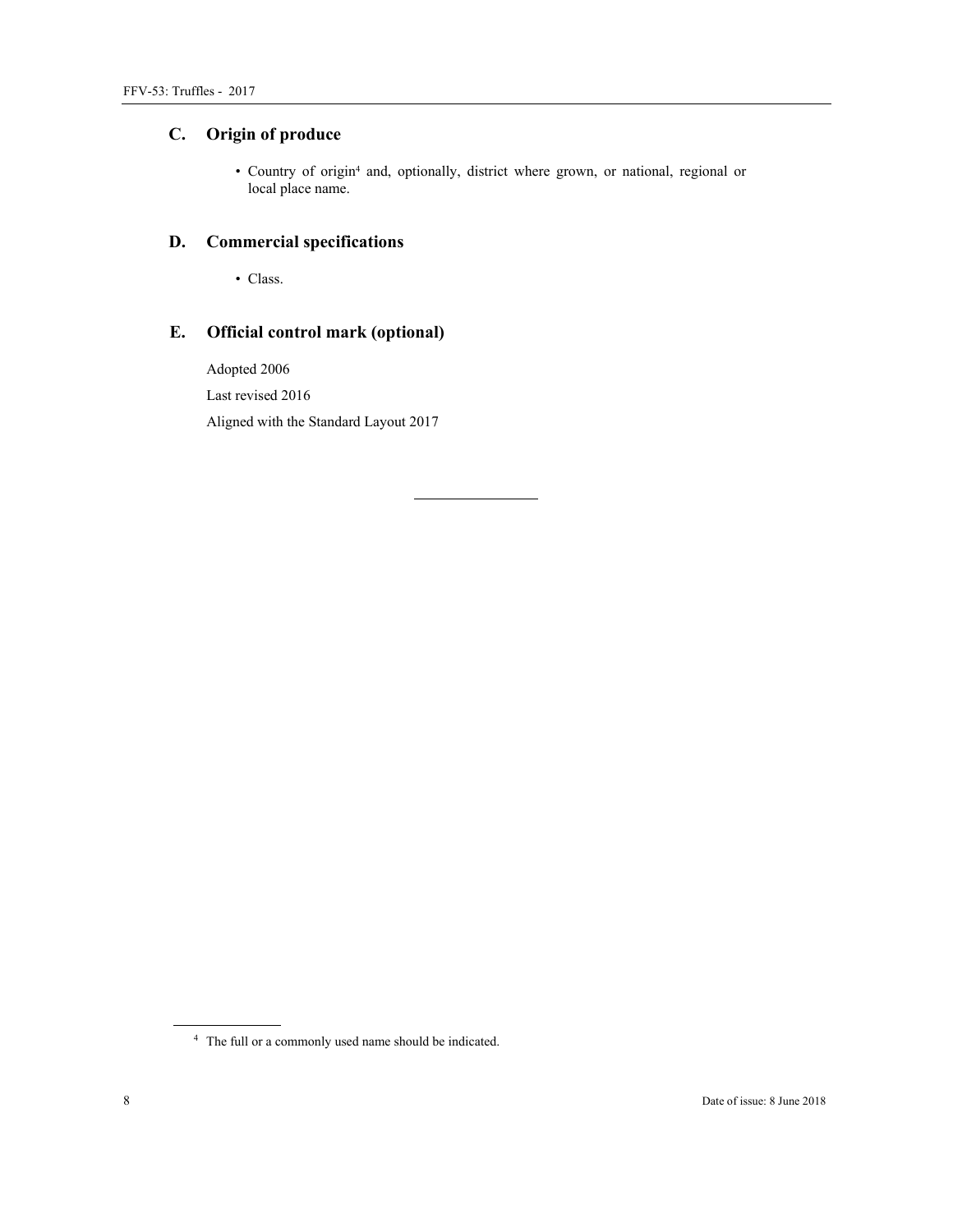### C. Origin of produce

- Country of origin[4] and, optionally, district where grown, or national, regional or local place name.

### D. Commercial specifications

- Class.

### E. Official control mark (optional)

Adopted 2006

Last revised 2016

Aligned with the Standard Layout 2017

---

[4] The full or a commonly used name should be indicated.